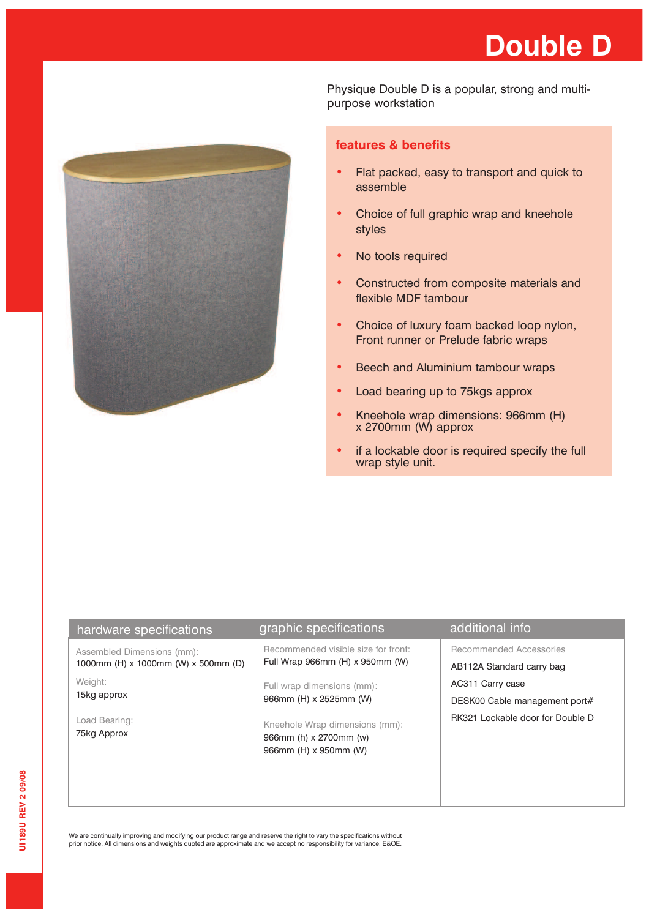# Double D

Physique Double D is a popular, strong and multi-purpose workstation

## features & benefits

- Flat packed, easy to transport and quick to assemble
- Choice of full graphic wrap and kneehole styles
- No tools required
- Constructed from composite materials and flexible MDF tambour
- Choice of luxury foam backed loop nylon, Front runner or Prelude fabric wraps
- Beech and Aluminium tambour wraps
- Load bearing up to 75kgs approx
- Kneehole wrap dimensions: 966mm (H) x 2700mm (W) approx
- if a lockable door is required specify the full wrap style unit.

| hardware specifications | graphic specifications | additional info |
|---|---|---|
| Assembled Dimensions (mm):<br>1000mm (H) x 1000mm (W) x 500mm (D) | Recommended visible size for front:<br>Full Wrap 966mm (H) x 950mm (W) | Recommended Accessories |
| Weight:<br>15kg approx | Full wrap dimensions (mm):<br>966mm (H) x 2525mm (W) | AB112A Standard carry bag<br>AC311 Carry case |
| Load Bearing:<br>75kg Approx | Kneehole Wrap dimensions (mm):<br>966mm (h) x 2700mm (w)<br>966mm (H) x 950mm (W) | DESK00 Cable management port#<br>RK321 Lockable door for Double D |

We are continually improving and modifying our product range and reserve the right to vary the specifications without prior notice. All dimensions and weights quoted are approximate and we accept no responsibility for variance. E&OE.

UI189U REV 2 09/08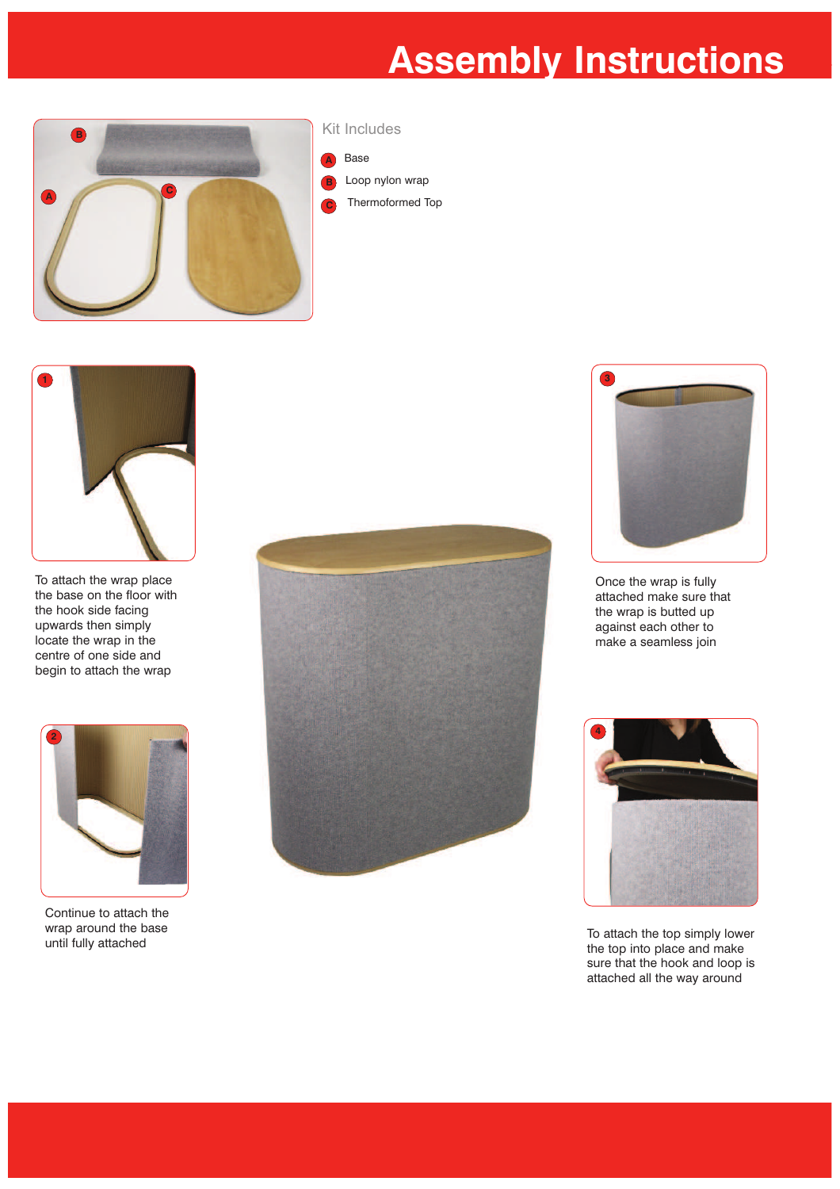# Assembly Instructions

## Kit Includes

- A Base
- B Loop nylon wrap
- C Thermoformed Top

1. To attach the wrap place the base on the floor with the hook side facing upwards then simply locate the wrap in the centre of one side and begin to attach the wrap

2. Continue to attach the wrap around the base until fully attached

3. Once the wrap is fully attached make sure that the wrap is butted up against each other to make a seamless join

4. To attach the top simply lower the top into place and make sure that the hook and loop is attached all the way around